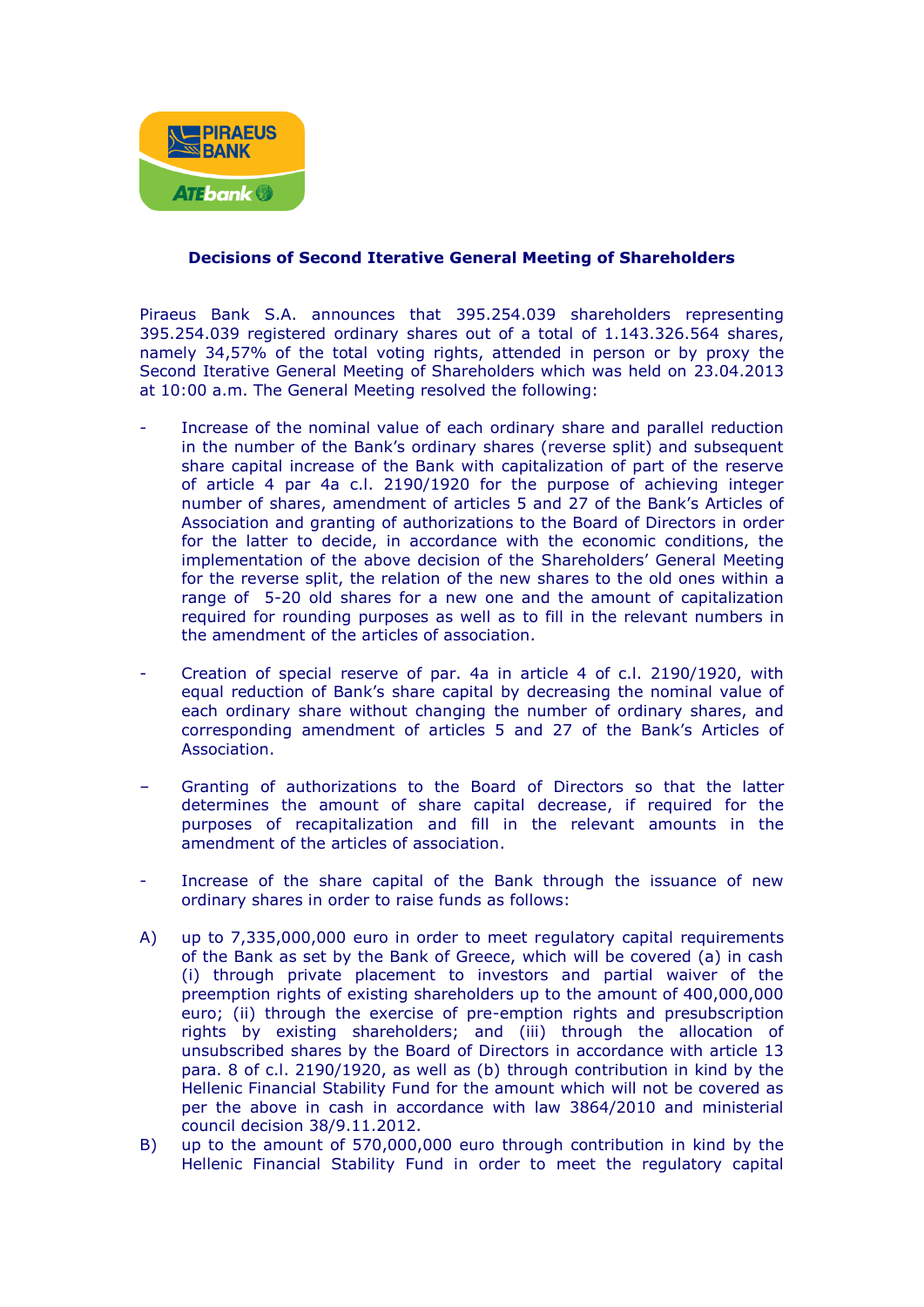## Decisions of Second Iterative General Meeting of Shareholders

Piraeus Bank S.A. announces that 395.254.039 shareholders representing 395.254.039 registered ordinary shares out of a total of 1.143.326.564 shares, namely 34,57% of the total voting rights, attended in person or by proxy the Second Iterative General Meeting of Shareholders which was held on 23.04.2013 at 10:00 a.m. The General Meeting resolved the following:

- Increase of the nominal value of each ordinary share and parallel reduction in the number of the Bank's ordinary shares (reverse split) and subsequent share capital increase of the Bank with capitalization of part of the reserve of article 4 par 4a c.l. 2190/1920 for the purpose of achieving integer number of shares, amendment of articles 5 and 27 of the Bank's Articles of Association and granting of authorizations to the Board of Directors in order for the latter to decide, in accordance with the economic conditions, the implementation of the above decision of the Shareholders' General Meeting for the reverse split, the relation of the new shares to the old ones within a range of 5-20 old shares for a new one and the amount of capitalization required for rounding purposes as well as to fill in the relevant numbers in the amendment of the articles of association.

- Creation of special reserve of par. 4a in article 4 of c.l. 2190/1920, with equal reduction of Bank's share capital by decreasing the nominal value of each ordinary share without changing the number of ordinary shares, and corresponding amendment of articles 5 and 27 of the Bank's Articles of Association.

- Granting of authorizations to the Board of Directors so that the latter determines the amount of share capital decrease, if required for the purposes of recapitalization and fill in the relevant amounts in the amendment of the articles of association.

- Increase of the share capital of the Bank through the issuance of new ordinary shares in order to raise funds as follows:

A) up to 7,335,000,000 euro in order to meet regulatory capital requirements of the Bank as set by the Bank of Greece, which will be covered (a) in cash (i) through private placement to investors and partial waiver of the preemption rights of existing shareholders up to the amount of 400,000,000 euro; (ii) through the exercise of pre-emption rights and presubscription rights by existing shareholders; and (iii) through the allocation of unsubscribed shares by the Board of Directors in accordance with article 13 para. 8 of c.l. 2190/1920, as well as (b) through contribution in kind by the Hellenic Financial Stability Fund for the amount which will not be covered as per the above in cash in accordance with law 3864/2010 and ministerial council decision 38/9.11.2012.

B) up to the amount of 570,000,000 euro through contribution in kind by the Hellenic Financial Stability Fund in order to meet the regulatory capital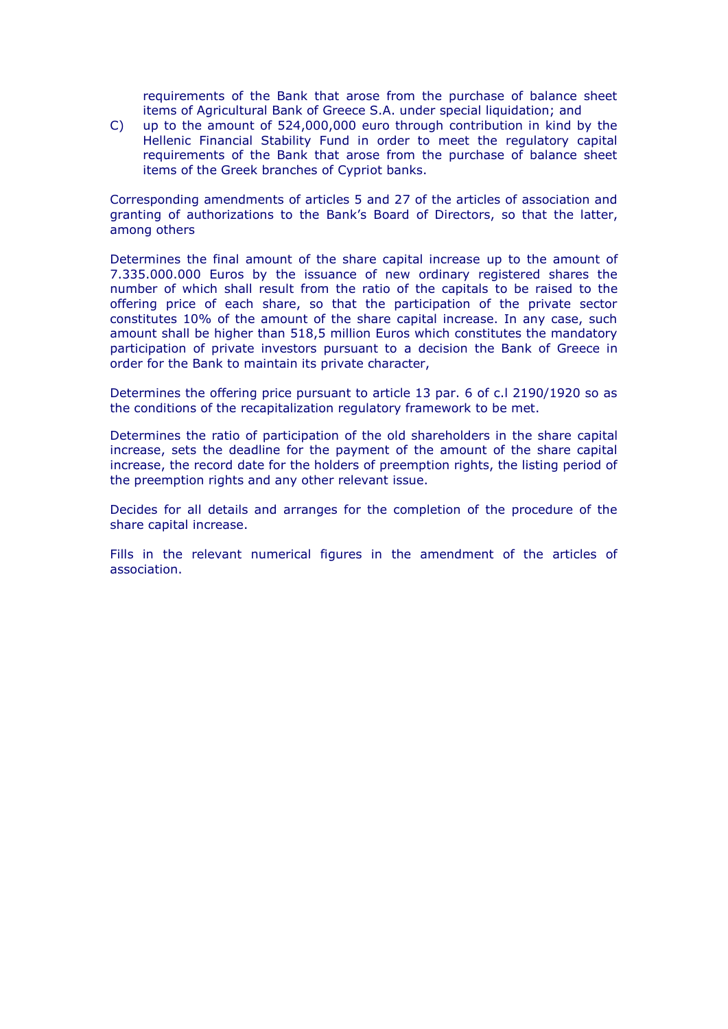requirements of the Bank that arose from the purchase of balance sheet items of Agricultural Bank of Greece S.A. under special liquidation; and

C) up to the amount of 524,000,000 euro through contribution in kind by the Hellenic Financial Stability Fund in order to meet the regulatory capital requirements of the Bank that arose from the purchase of balance sheet items of the Greek branches of Cypriot banks.

Corresponding amendments of articles 5 and 27 of the articles of association and granting of authorizations to the Bank's Board of Directors, so that the latter, among others

Determines the final amount of the share capital increase up to the amount of 7.335.000.000 Euros by the issuance of new ordinary registered shares the number of which shall result from the ratio of the capitals to be raised to the offering price of each share, so that the participation of the private sector constitutes 10% of the amount of the share capital increase. In any case, such amount shall be higher than 518,5 million Euros which constitutes the mandatory participation of private investors pursuant to a decision the Bank of Greece in order for the Bank to maintain its private character,

Determines the offering price pursuant to article 13 par. 6 of c.l 2190/1920 so as the conditions of the recapitalization regulatory framework to be met.

Determines the ratio of participation of the old shareholders in the share capital increase, sets the deadline for the payment of the amount of the share capital increase, the record date for the holders of preemption rights, the listing period of the preemption rights and any other relevant issue.

Decides for all details and arranges for the completion of the procedure of the share capital increase.

Fills in the relevant numerical figures in the amendment of the articles of association.